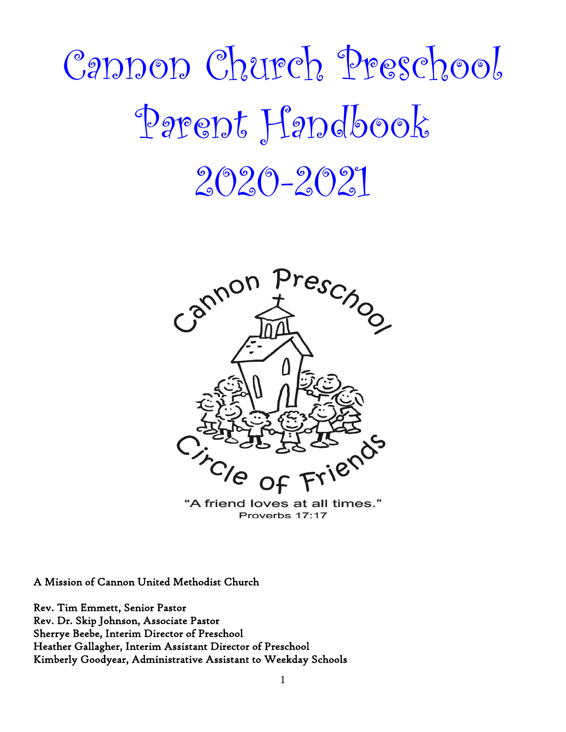# Cannon Church Preschool Parent Handbook 2020-2021

Cannon Preschool

Circle of Friends

"A friend loves at all times."
Proverbs 17:17

A Mission of Cannon United Methodist Church

Rev. Tim Emmett, Senior Pastor
Rev. Dr. Skip Johnson, Associate Pastor
Sherrye Beebe, Interim Director of Preschool
Heather Gallagher, Interim Assistant Director of Preschool
Kimberly Goodyear, Administrative Assistant to Weekday Schools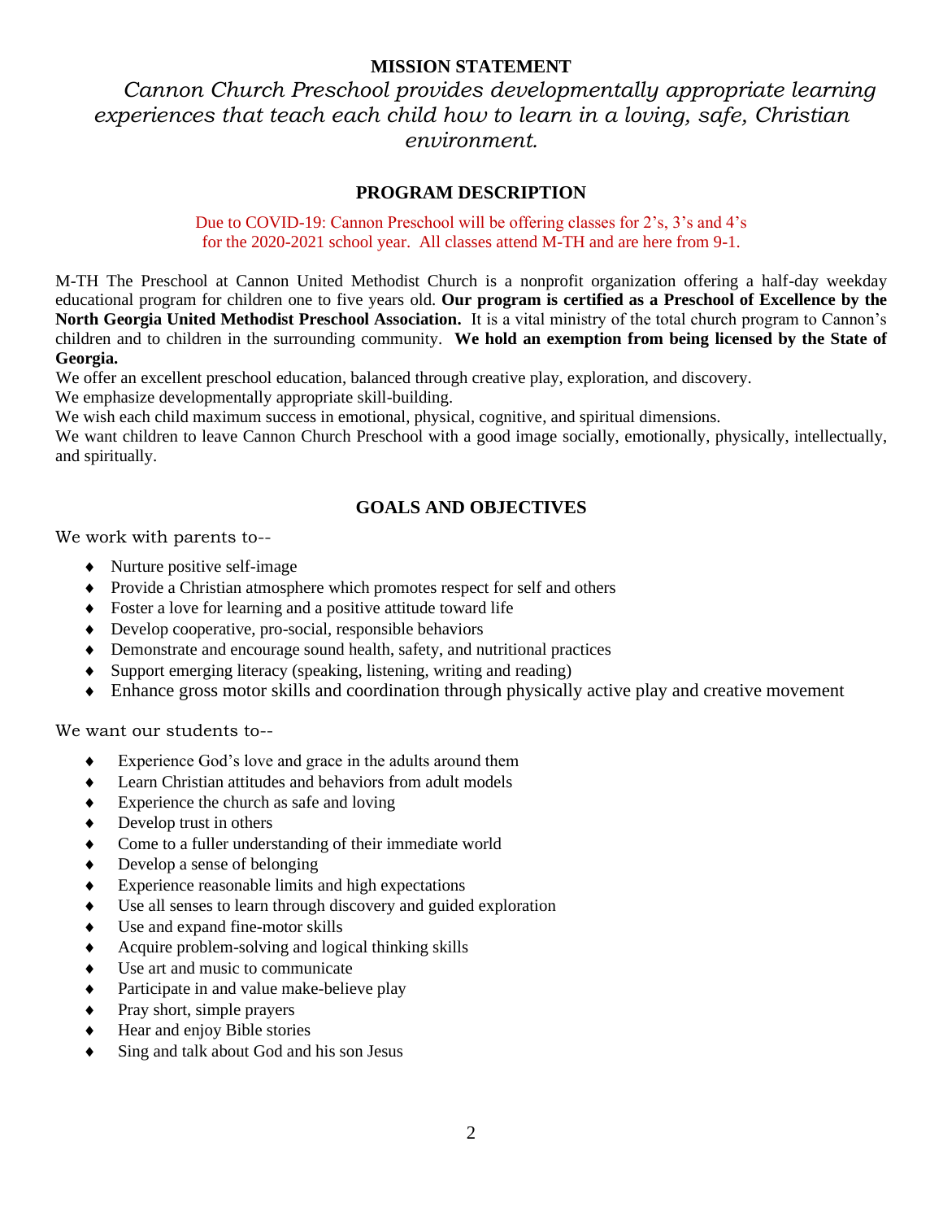## MISSION STATEMENT

*Cannon Church Preschool provides developmentally appropriate learning experiences that teach each child how to learn in a loving, safe, Christian environment.*

## PROGRAM DESCRIPTION

Due to COVID-19: Cannon Preschool will be offering classes for 2's, 3's and 4's for the 2020-2021 school year. All classes attend M-TH and are here from 9-1.

M-TH The Preschool at Cannon United Methodist Church is a nonprofit organization offering a half-day weekday educational program for children one to five years old. **Our program is certified as a Preschool of Excellence by the North Georgia United Methodist Preschool Association.** It is a vital ministry of the total church program to Cannon's children and to children in the surrounding community. **We hold an exemption from being licensed by the State of Georgia.**

We offer an excellent preschool education, balanced through creative play, exploration, and discovery.

We emphasize developmentally appropriate skill-building.

We wish each child maximum success in emotional, physical, cognitive, and spiritual dimensions.

We want children to leave Cannon Church Preschool with a good image socially, emotionally, physically, intellectually, and spiritually.

## GOALS AND OBJECTIVES

We work with parents to--

- Nurture positive self-image
- Provide a Christian atmosphere which promotes respect for self and others
- Foster a love for learning and a positive attitude toward life
- Develop cooperative, pro-social, responsible behaviors
- Demonstrate and encourage sound health, safety, and nutritional practices
- Support emerging literacy (speaking, listening, writing and reading)
- Enhance gross motor skills and coordination through physically active play and creative movement

We want our students to--

- Experience God's love and grace in the adults around them
- Learn Christian attitudes and behaviors from adult models
- Experience the church as safe and loving
- Develop trust in others
- Come to a fuller understanding of their immediate world
- Develop a sense of belonging
- Experience reasonable limits and high expectations
- Use all senses to learn through discovery and guided exploration
- Use and expand fine-motor skills
- Acquire problem-solving and logical thinking skills
- Use art and music to communicate
- Participate in and value make-believe play
- Pray short, simple prayers
- Hear and enjoy Bible stories
- Sing and talk about God and his son Jesus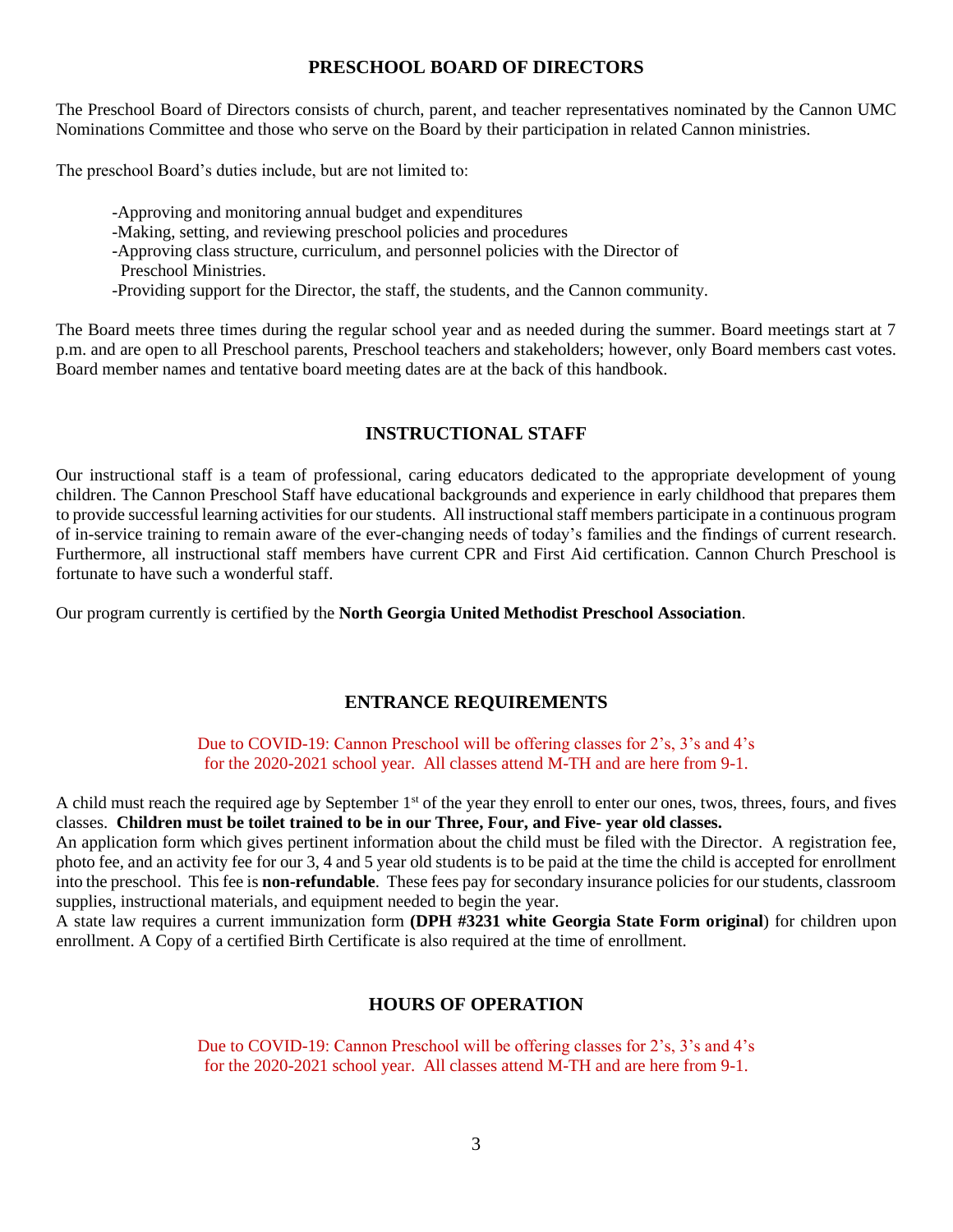## PRESCHOOL BOARD OF DIRECTORS

The Preschool Board of Directors consists of church, parent, and teacher representatives nominated by the Cannon UMC Nominations Committee and those who serve on the Board by their participation in related Cannon ministries.

The preschool Board's duties include, but are not limited to:

- -Approving and monitoring annual budget and expenditures
- -Making, setting, and reviewing preschool policies and procedures
- -Approving class structure, curriculum, and personnel policies with the Director of Preschool Ministries.
- -Providing support for the Director, the staff, the students, and the Cannon community.

The Board meets three times during the regular school year and as needed during the summer. Board meetings start at 7 p.m. and are open to all Preschool parents, Preschool teachers and stakeholders; however, only Board members cast votes. Board member names and tentative board meeting dates are at the back of this handbook.

## INSTRUCTIONAL STAFF

Our instructional staff is a team of professional, caring educators dedicated to the appropriate development of young children. The Cannon Preschool Staff have educational backgrounds and experience in early childhood that prepares them to provide successful learning activities for our students. All instructional staff members participate in a continuous program of in-service training to remain aware of the ever-changing needs of today's families and the findings of current research. Furthermore, all instructional staff members have current CPR and First Aid certification. Cannon Church Preschool is fortunate to have such a wonderful staff.

Our program currently is certified by the **North Georgia United Methodist Preschool Association**.

## ENTRANCE REQUIREMENTS

Due to COVID-19: Cannon Preschool will be offering classes for 2's, 3's and 4's for the 2020-2021 school year. All classes attend M-TH and are here from 9-1.

A child must reach the required age by September 1st of the year they enroll to enter our ones, twos, threes, fours, and fives classes. **Children must be toilet trained to be in our Three, Four, and Five- year old classes.**

An application form which gives pertinent information about the child must be filed with the Director. A registration fee, photo fee, and an activity fee for our 3, 4 and 5 year old students is to be paid at the time the child is accepted for enrollment into the preschool. This fee is **non-refundable**. These fees pay for secondary insurance policies for our students, classroom supplies, instructional materials, and equipment needed to begin the year.

A state law requires a current immunization form **(DPH #3231 white Georgia State Form original**) for children upon enrollment. A Copy of a certified Birth Certificate is also required at the time of enrollment.

## HOURS OF OPERATION

Due to COVID-19: Cannon Preschool will be offering classes for 2's, 3's and 4's for the 2020-2021 school year. All classes attend M-TH and are here from 9-1.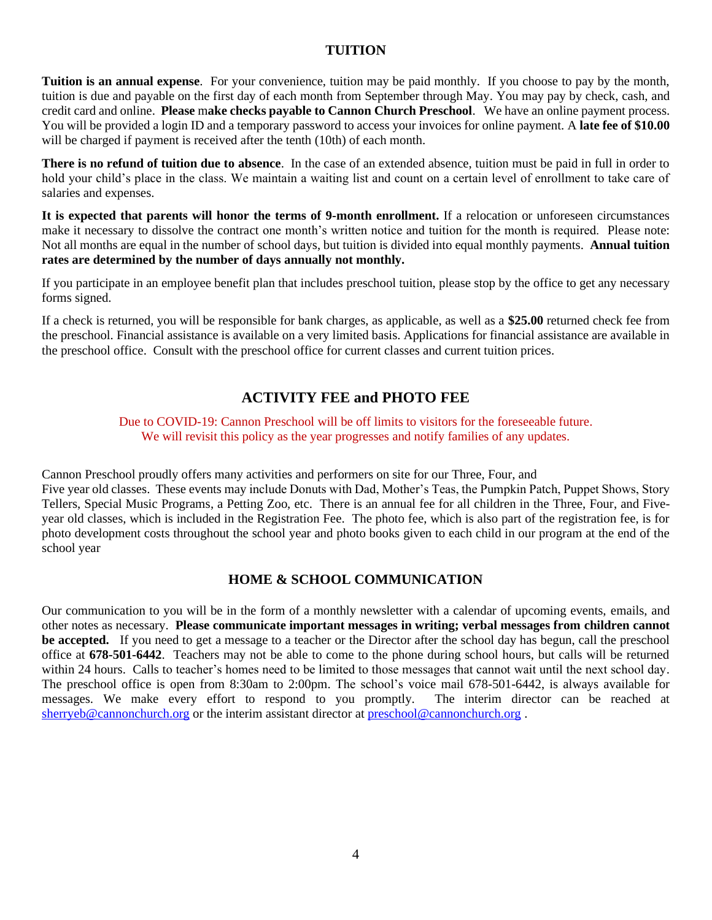## TUITION

**Tuition is an annual expense**. For your convenience, tuition may be paid monthly. If you choose to pay by the month, tuition is due and payable on the first day of each month from September through May. You may pay by check, cash, and credit card and online. **Please** m**ake checks payable to Cannon Church Preschool**. We have an online payment process. You will be provided a login ID and a temporary password to access your invoices for online payment. A **late fee of $10.00** will be charged if payment is received after the tenth (10th) of each month.

**There is no refund of tuition due to absence**. In the case of an extended absence, tuition must be paid in full in order to hold your child's place in the class. We maintain a waiting list and count on a certain level of enrollment to take care of salaries and expenses.

**It is expected that parents will honor the terms of 9-month enrollment.** If a relocation or unforeseen circumstances make it necessary to dissolve the contract one month's written notice and tuition for the month is required. Please note: Not all months are equal in the number of school days, but tuition is divided into equal monthly payments. **Annual tuition rates are determined by the number of days annually not monthly.**

If you participate in an employee benefit plan that includes preschool tuition, please stop by the office to get any necessary forms signed.

If a check is returned, you will be responsible for bank charges, as applicable, as well as a **$25.00** returned check fee from the preschool. Financial assistance is available on a very limited basis. Applications for financial assistance are available in the preschool office. Consult with the preschool office for current classes and current tuition prices.

## ACTIVITY FEE and PHOTO FEE

Due to COVID-19: Cannon Preschool will be off limits to visitors for the foreseeable future.
We will revisit this policy as the year progresses and notify families of any updates.

Cannon Preschool proudly offers many activities and performers on site for our Three, Four, and Five year old classes. These events may include Donuts with Dad, Mother's Teas, the Pumpkin Patch, Puppet Shows, Story Tellers, Special Music Programs, a Petting Zoo, etc. There is an annual fee for all children in the Three, Four, and Five-year old classes, which is included in the Registration Fee. The photo fee, which is also part of the registration fee, is for photo development costs throughout the school year and photo books given to each child in our program at the end of the school year

## HOME & SCHOOL COMMUNICATION

Our communication to you will be in the form of a monthly newsletter with a calendar of upcoming events, emails, and other notes as necessary. **Please communicate important messages in writing; verbal messages from children cannot be accepted.** If you need to get a message to a teacher or the Director after the school day has begun, call the preschool office at **678-501-6442**. Teachers may not be able to come to the phone during school hours, but calls will be returned within 24 hours. Calls to teacher's homes need to be limited to those messages that cannot wait until the next school day. The preschool office is open from 8:30am to 2:00pm. The school's voice mail 678-501-6442, is always available for messages. We make every effort to respond to you promptly. The interim director can be reached at sherryeb@cannonchurch.org or the interim assistant director at preschool@cannonchurch.org .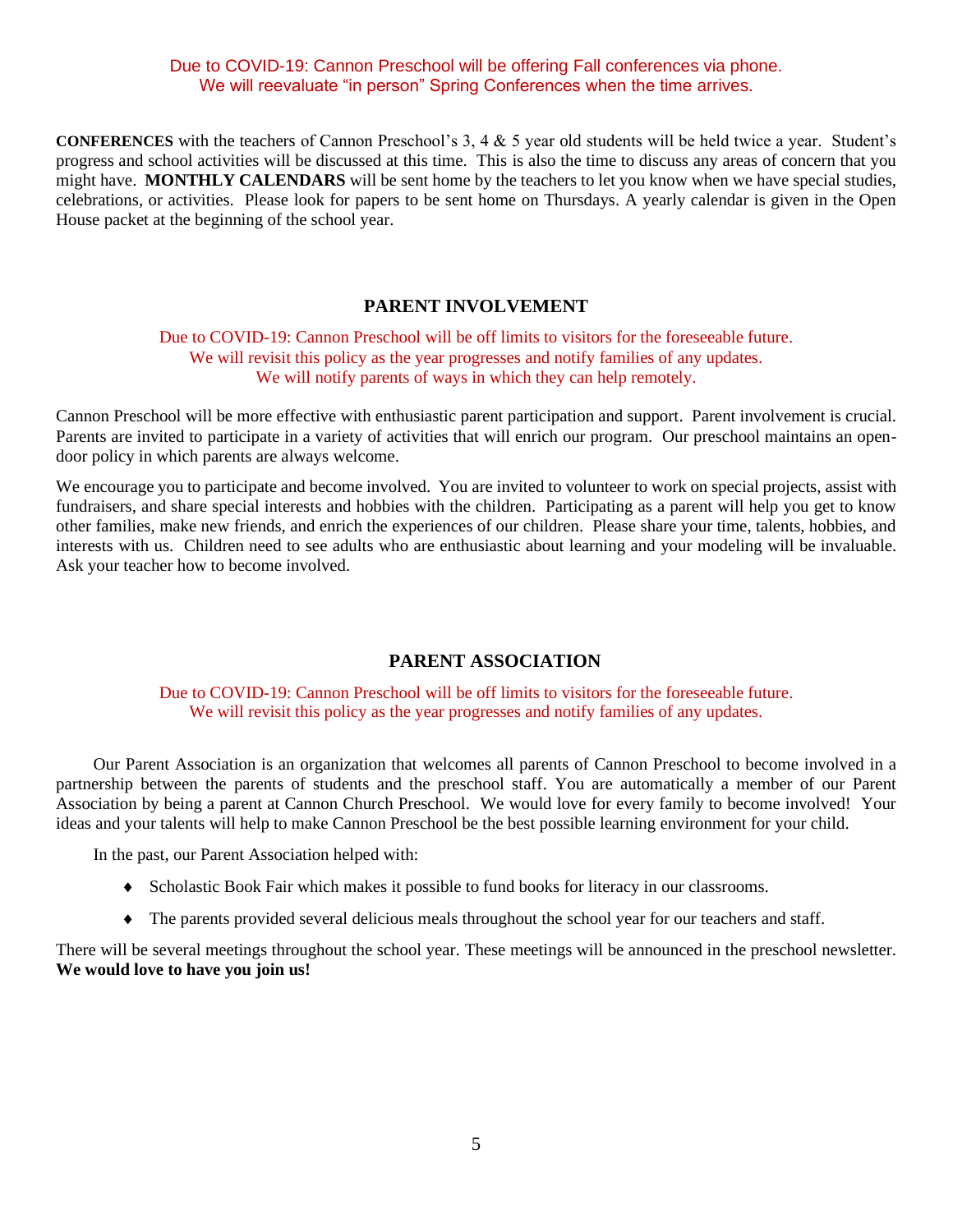Due to COVID-19: Cannon Preschool will be offering Fall conferences via phone.
We will reevaluate "in person" Spring Conferences when the time arrives.

**CONFERENCES** with the teachers of Cannon Preschool's 3, 4 & 5 year old students will be held twice a year. Student's progress and school activities will be discussed at this time. This is also the time to discuss any areas of concern that you might have. **MONTHLY CALENDARS** will be sent home by the teachers to let you know when we have special studies, celebrations, or activities. Please look for papers to be sent home on Thursdays. A yearly calendar is given in the Open House packet at the beginning of the school year.

## PARENT INVOLVEMENT

Due to COVID-19: Cannon Preschool will be off limits to visitors for the foreseeable future.
We will revisit this policy as the year progresses and notify families of any updates.
We will notify parents of ways in which they can help remotely.

Cannon Preschool will be more effective with enthusiastic parent participation and support. Parent involvement is crucial. Parents are invited to participate in a variety of activities that will enrich our program. Our preschool maintains an open-door policy in which parents are always welcome.

We encourage you to participate and become involved. You are invited to volunteer to work on special projects, assist with fundraisers, and share special interests and hobbies with the children. Participating as a parent will help you get to know other families, make new friends, and enrich the experiences of our children. Please share your time, talents, hobbies, and interests with us. Children need to see adults who are enthusiastic about learning and your modeling will be invaluable. Ask your teacher how to become involved.

## PARENT ASSOCIATION

Due to COVID-19: Cannon Preschool will be off limits to visitors for the foreseeable future.
We will revisit this policy as the year progresses and notify families of any updates.

Our Parent Association is an organization that welcomes all parents of Cannon Preschool to become involved in a partnership between the parents of students and the preschool staff. You are automatically a member of our Parent Association by being a parent at Cannon Church Preschool. We would love for every family to become involved! Your ideas and your talents will help to make Cannon Preschool be the best possible learning environment for your child.

In the past, our Parent Association helped with:

- Scholastic Book Fair which makes it possible to fund books for literacy in our classrooms.
- The parents provided several delicious meals throughout the school year for our teachers and staff.

There will be several meetings throughout the school year. These meetings will be announced in the preschool newsletter. **We would love to have you join us!**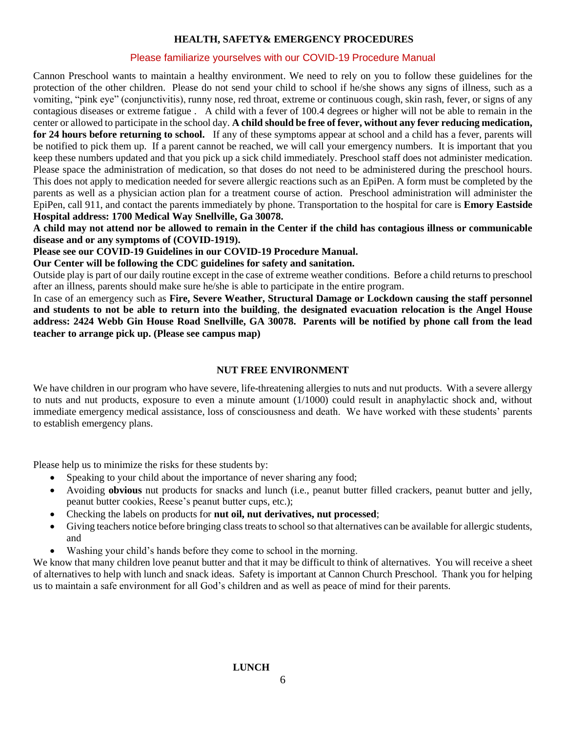## HEALTH, SAFETY& EMERGENCY PROCEDURES

Please familiarize yourselves with our COVID-19 Procedure Manual

Cannon Preschool wants to maintain a healthy environment. We need to rely on you to follow these guidelines for the protection of the other children. Please do not send your child to school if he/she shows any signs of illness, such as a vomiting, "pink eye" (conjunctivitis), runny nose, red throat, extreme or continuous cough, skin rash, fever, or signs of any contagious diseases or extreme fatigue . A child with a fever of 100.4 degrees or higher will not be able to remain in the center or allowed to participate in the school day. **A child should be free of fever, without any fever reducing medication, for 24 hours before returning to school.** If any of these symptoms appear at school and a child has a fever, parents will be notified to pick them up. If a parent cannot be reached, we will call your emergency numbers. It is important that you keep these numbers updated and that you pick up a sick child immediately. Preschool staff does not administer medication. Please space the administration of medication, so that doses do not need to be administered during the preschool hours. This does not apply to medication needed for severe allergic reactions such as an EpiPen. A form must be completed by the parents as well as a physician action plan for a treatment course of action. Preschool administration will administer the EpiPen, call 911, and contact the parents immediately by phone. Transportation to the hospital for care is **Emory Eastside Hospital address: 1700 Medical Way Snellville, Ga 30078.**

**A child may not attend nor be allowed to remain in the Center if the child has contagious illness or communicable disease and or any symptoms of (COVID-1919).**

**Please see our COVID-19 Guidelines in our COVID-19 Procedure Manual.**

**Our Center will be following the CDC guidelines for safety and sanitation.**

Outside play is part of our daily routine except in the case of extreme weather conditions. Before a child returns to preschool after an illness, parents should make sure he/she is able to participate in the entire program.

In case of an emergency such as **Fire, Severe Weather, Structural Damage or Lockdown causing the staff personnel and students to not be able to return into the building**, **the designated evacuation relocation is the Angel House address: 2424 Webb Gin House Road Snellville, GA 30078. Parents will be notified by phone call from the lead teacher to arrange pick up. (Please see campus map)**

## NUT FREE ENVIRONMENT

We have children in our program who have severe, life-threatening allergies to nuts and nut products. With a severe allergy to nuts and nut products, exposure to even a minute amount (1/1000) could result in anaphylactic shock and, without immediate emergency medical assistance, loss of consciousness and death. We have worked with these students' parents to establish emergency plans.

Please help us to minimize the risks for these students by:

- Speaking to your child about the importance of never sharing any food;
- Avoiding **obvious** nut products for snacks and lunch (i.e., peanut butter filled crackers, peanut butter and jelly, peanut butter cookies, Reese's peanut butter cups, etc.);
- Checking the labels on products for **nut oil, nut derivatives, nut processed**;
- Giving teachers notice before bringing class treats to school so that alternatives can be available for allergic students, and
- Washing your child's hands before they come to school in the morning.

We know that many children love peanut butter and that it may be difficult to think of alternatives. You will receive a sheet of alternatives to help with lunch and snack ideas. Safety is important at Cannon Church Preschool. Thank you for helping us to maintain a safe environment for all God's children and as well as peace of mind for their parents.

## LUNCH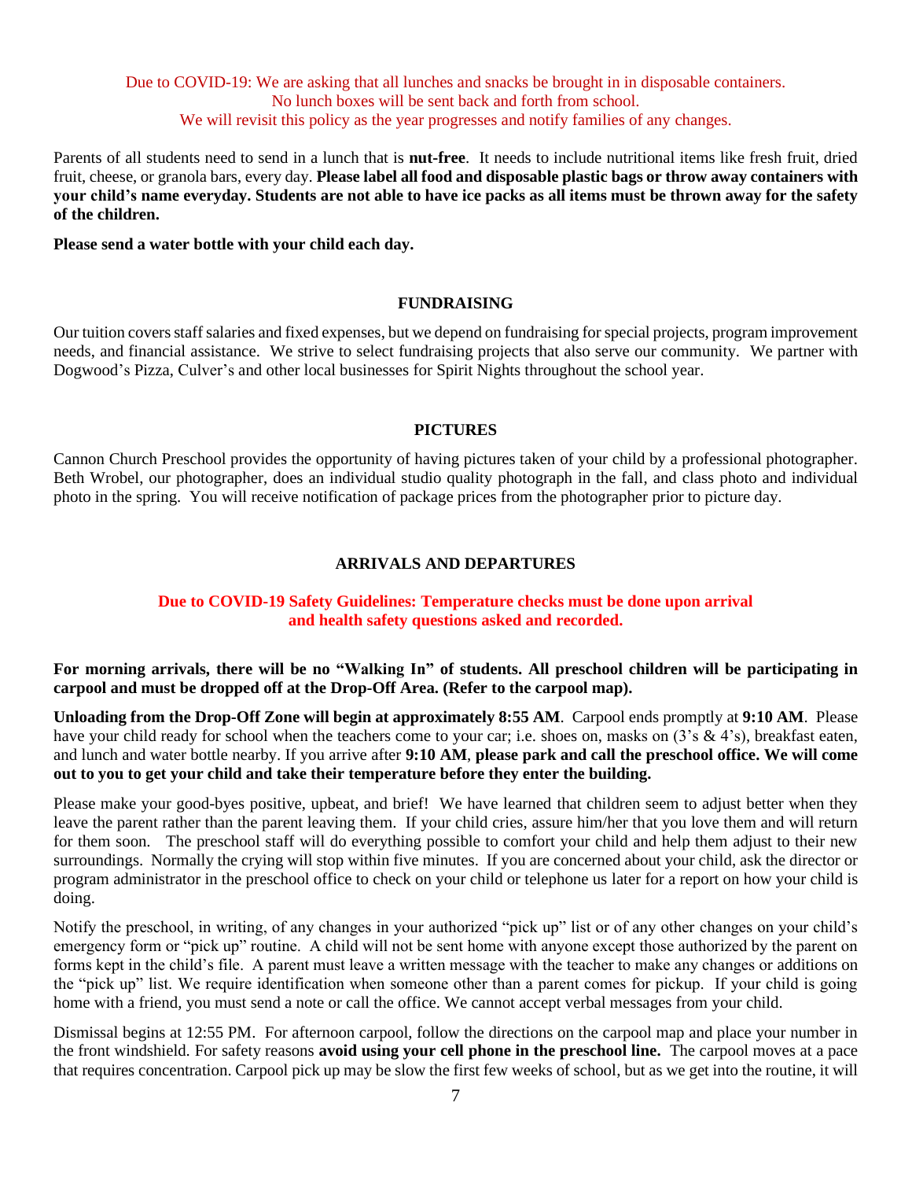Due to COVID-19: We are asking that all lunches and snacks be brought in in disposable containers.
No lunch boxes will be sent back and forth from school.
We will revisit this policy as the year progresses and notify families of any changes.

Parents of all students need to send in a lunch that is **nut-free**. It needs to include nutritional items like fresh fruit, dried fruit, cheese, or granola bars, every day. **Please label all food and disposable plastic bags or throw away containers with your child's name everyday. Students are not able to have ice packs as all items must be thrown away for the safety of the children.**

**Please send a water bottle with your child each day.**

## FUNDRAISING

Our tuition covers staff salaries and fixed expenses, but we depend on fundraising for special projects, program improvement needs, and financial assistance. We strive to select fundraising projects that also serve our community. We partner with Dogwood's Pizza, Culver's and other local businesses for Spirit Nights throughout the school year.

## PICTURES

Cannon Church Preschool provides the opportunity of having pictures taken of your child by a professional photographer. Beth Wrobel, our photographer, does an individual studio quality photograph in the fall, and class photo and individual photo in the spring. You will receive notification of package prices from the photographer prior to picture day.

## ARRIVALS AND DEPARTURES

**Due to COVID-19 Safety Guidelines: Temperature checks must be done upon arrival and health safety questions asked and recorded.**

**For morning arrivals, there will be no "Walking In" of students. All preschool children will be participating in carpool and must be dropped off at the Drop-Off Area. (Refer to the carpool map).**

**Unloading from the Drop-Off Zone will begin at approximately 8:55 AM**. Carpool ends promptly at **9:10 AM**. Please have your child ready for school when the teachers come to your car; i.e. shoes on, masks on (3's & 4's), breakfast eaten, and lunch and water bottle nearby. If you arrive after **9:10 AM**, **please park and call the preschool office. We will come out to you to get your child and take their temperature before they enter the building.**

Please make your good-byes positive, upbeat, and brief! We have learned that children seem to adjust better when they leave the parent rather than the parent leaving them. If your child cries, assure him/her that you love them and will return for them soon. The preschool staff will do everything possible to comfort your child and help them adjust to their new surroundings. Normally the crying will stop within five minutes. If you are concerned about your child, ask the director or program administrator in the preschool office to check on your child or telephone us later for a report on how your child is doing.

Notify the preschool, in writing, of any changes in your authorized "pick up" list or of any other changes on your child's emergency form or "pick up" routine. A child will not be sent home with anyone except those authorized by the parent on forms kept in the child's file. A parent must leave a written message with the teacher to make any changes or additions on the "pick up" list. We require identification when someone other than a parent comes for pickup. If your child is going home with a friend, you must send a note or call the office. We cannot accept verbal messages from your child.

Dismissal begins at 12:55 PM. For afternoon carpool, follow the directions on the carpool map and place your number in the front windshield. For safety reasons **avoid using your cell phone in the preschool line.** The carpool moves at a pace that requires concentration. Carpool pick up may be slow the first few weeks of school, but as we get into the routine, it will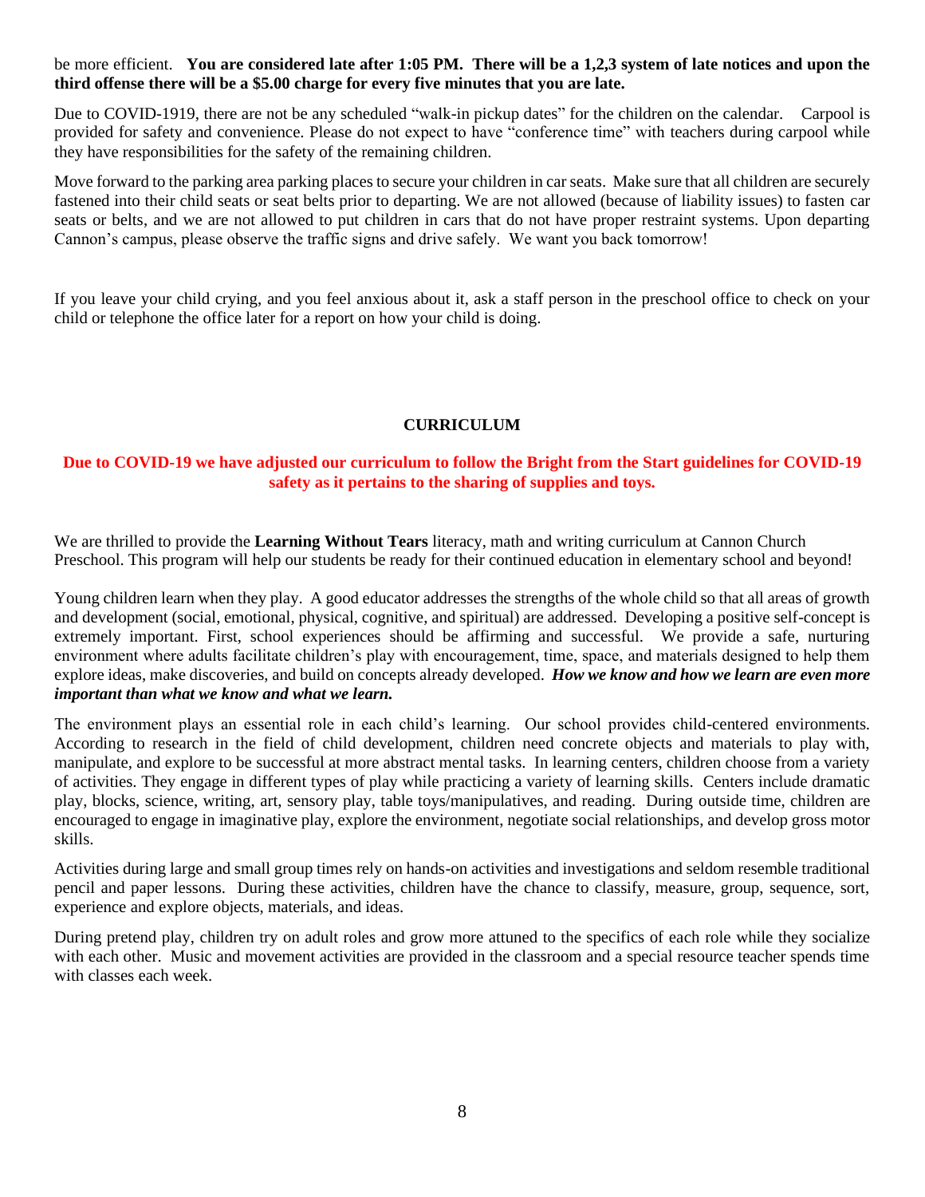be more efficient. **You are considered late after 1:05 PM. There will be a 1,2,3 system of late notices and upon the third offense there will be a $5.00 charge for every five minutes that you are late.**

Due to COVID-1919, there are not be any scheduled "walk-in pickup dates" for the children on the calendar. Carpool is provided for safety and convenience. Please do not expect to have "conference time" with teachers during carpool while they have responsibilities for the safety of the remaining children.

Move forward to the parking area parking places to secure your children in car seats. Make sure that all children are securely fastened into their child seats or seat belts prior to departing. We are not allowed (because of liability issues) to fasten car seats or belts, and we are not allowed to put children in cars that do not have proper restraint systems. Upon departing Cannon's campus, please observe the traffic signs and drive safely. We want you back tomorrow!

If you leave your child crying, and you feel anxious about it, ask a staff person in the preschool office to check on your child or telephone the office later for a report on how your child is doing.

## CURRICULUM

**Due to COVID-19 we have adjusted our curriculum to follow the Bright from the Start guidelines for COVID-19 safety as it pertains to the sharing of supplies and toys.**

We are thrilled to provide the **Learning Without Tears** literacy, math and writing curriculum at Cannon Church Preschool. This program will help our students be ready for their continued education in elementary school and beyond!

Young children learn when they play. A good educator addresses the strengths of the whole child so that all areas of growth and development (social, emotional, physical, cognitive, and spiritual) are addressed. Developing a positive self-concept is extremely important. First, school experiences should be affirming and successful. We provide a safe, nurturing environment where adults facilitate children's play with encouragement, time, space, and materials designed to help them explore ideas, make discoveries, and build on concepts already developed. ***How we know and how we learn are even more important than what we know and what we learn.***

The environment plays an essential role in each child's learning. Our school provides child-centered environments. According to research in the field of child development, children need concrete objects and materials to play with, manipulate, and explore to be successful at more abstract mental tasks. In learning centers, children choose from a variety of activities. They engage in different types of play while practicing a variety of learning skills. Centers include dramatic play, blocks, science, writing, art, sensory play, table toys/manipulatives, and reading. During outside time, children are encouraged to engage in imaginative play, explore the environment, negotiate social relationships, and develop gross motor skills.

Activities during large and small group times rely on hands-on activities and investigations and seldom resemble traditional pencil and paper lessons. During these activities, children have the chance to classify, measure, group, sequence, sort, experience and explore objects, materials, and ideas.

During pretend play, children try on adult roles and grow more attuned to the specifics of each role while they socialize with each other. Music and movement activities are provided in the classroom and a special resource teacher spends time with classes each week.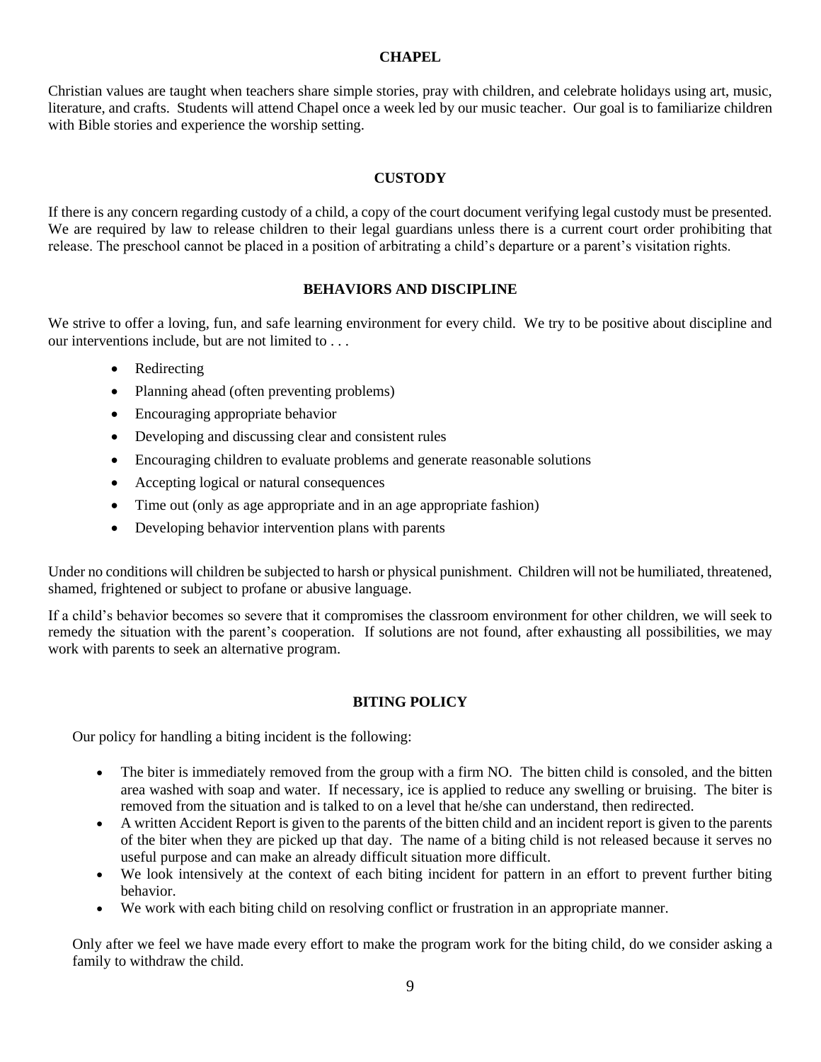## CHAPEL

Christian values are taught when teachers share simple stories, pray with children, and celebrate holidays using art, music, literature, and crafts. Students will attend Chapel once a week led by our music teacher. Our goal is to familiarize children with Bible stories and experience the worship setting.

## CUSTODY

If there is any concern regarding custody of a child, a copy of the court document verifying legal custody must be presented. We are required by law to release children to their legal guardians unless there is a current court order prohibiting that release. The preschool cannot be placed in a position of arbitrating a child's departure or a parent's visitation rights.

## BEHAVIORS AND DISCIPLINE

We strive to offer a loving, fun, and safe learning environment for every child. We try to be positive about discipline and our interventions include, but are not limited to . . .

- Redirecting
- Planning ahead (often preventing problems)
- Encouraging appropriate behavior
- Developing and discussing clear and consistent rules
- Encouraging children to evaluate problems and generate reasonable solutions
- Accepting logical or natural consequences
- Time out (only as age appropriate and in an age appropriate fashion)
- Developing behavior intervention plans with parents

Under no conditions will children be subjected to harsh or physical punishment. Children will not be humiliated, threatened, shamed, frightened or subject to profane or abusive language.

If a child's behavior becomes so severe that it compromises the classroom environment for other children, we will seek to remedy the situation with the parent's cooperation. If solutions are not found, after exhausting all possibilities, we may work with parents to seek an alternative program.

## BITING POLICY

Our policy for handling a biting incident is the following:

- The biter is immediately removed from the group with a firm NO. The bitten child is consoled, and the bitten area washed with soap and water. If necessary, ice is applied to reduce any swelling or bruising. The biter is removed from the situation and is talked to on a level that he/she can understand, then redirected.
- A written Accident Report is given to the parents of the bitten child and an incident report is given to the parents of the biter when they are picked up that day. The name of a biting child is not released because it serves no useful purpose and can make an already difficult situation more difficult.
- We look intensively at the context of each biting incident for pattern in an effort to prevent further biting behavior.
- We work with each biting child on resolving conflict or frustration in an appropriate manner.

Only after we feel we have made every effort to make the program work for the biting child, do we consider asking a family to withdraw the child.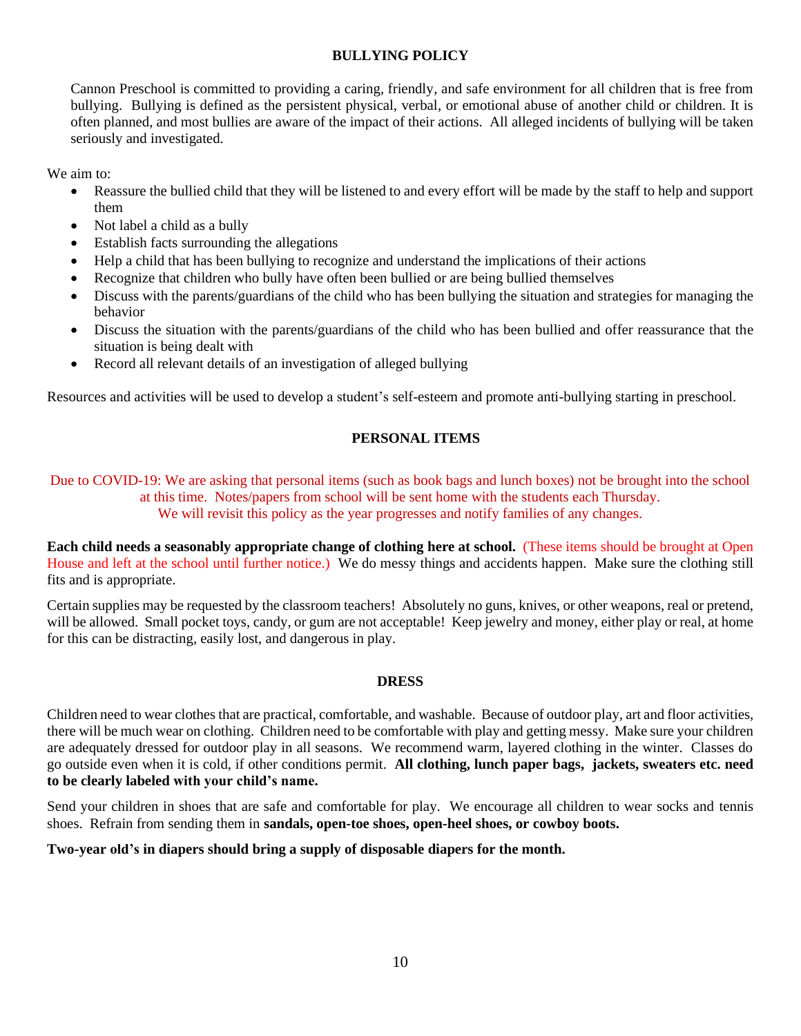## BULLYING POLICY

Cannon Preschool is committed to providing a caring, friendly, and safe environment for all children that is free from bullying. Bullying is defined as the persistent physical, verbal, or emotional abuse of another child or children. It is often planned, and most bullies are aware of the impact of their actions. All alleged incidents of bullying will be taken seriously and investigated.

We aim to:

- Reassure the bullied child that they will be listened to and every effort will be made by the staff to help and support them
- Not label a child as a bully
- Establish facts surrounding the allegations
- Help a child that has been bullying to recognize and understand the implications of their actions
- Recognize that children who bully have often been bullied or are being bullied themselves
- Discuss with the parents/guardians of the child who has been bullying the situation and strategies for managing the behavior
- Discuss the situation with the parents/guardians of the child who has been bullied and offer reassurance that the situation is being dealt with
- Record all relevant details of an investigation of alleged bullying

Resources and activities will be used to develop a student's self-esteem and promote anti-bullying starting in preschool.

## PERSONAL ITEMS

Due to COVID-19: We are asking that personal items (such as book bags and lunch boxes) not be brought into the school at this time. Notes/papers from school will be sent home with the students each Thursday. We will revisit this policy as the year progresses and notify families of any changes.

**Each child needs a seasonably appropriate change of clothing here at school.** (These items should be brought at Open House and left at the school until further notice.) We do messy things and accidents happen. Make sure the clothing still fits and is appropriate.

Certain supplies may be requested by the classroom teachers! Absolutely no guns, knives, or other weapons, real or pretend, will be allowed. Small pocket toys, candy, or gum are not acceptable! Keep jewelry and money, either play or real, at home for this can be distracting, easily lost, and dangerous in play.

## DRESS

Children need to wear clothes that are practical, comfortable, and washable. Because of outdoor play, art and floor activities, there will be much wear on clothing. Children need to be comfortable with play and getting messy. Make sure your children are adequately dressed for outdoor play in all seasons. We recommend warm, layered clothing in the winter. Classes do go outside even when it is cold, if other conditions permit. **All clothing, lunch paper bags, jackets, sweaters etc. need to be clearly labeled with your child's name.**

Send your children in shoes that are safe and comfortable for play. We encourage all children to wear socks and tennis shoes. Refrain from sending them in **sandals, open-toe shoes, open-heel shoes, or cowboy boots.**

**Two-year old's in diapers should bring a supply of disposable diapers for the month.**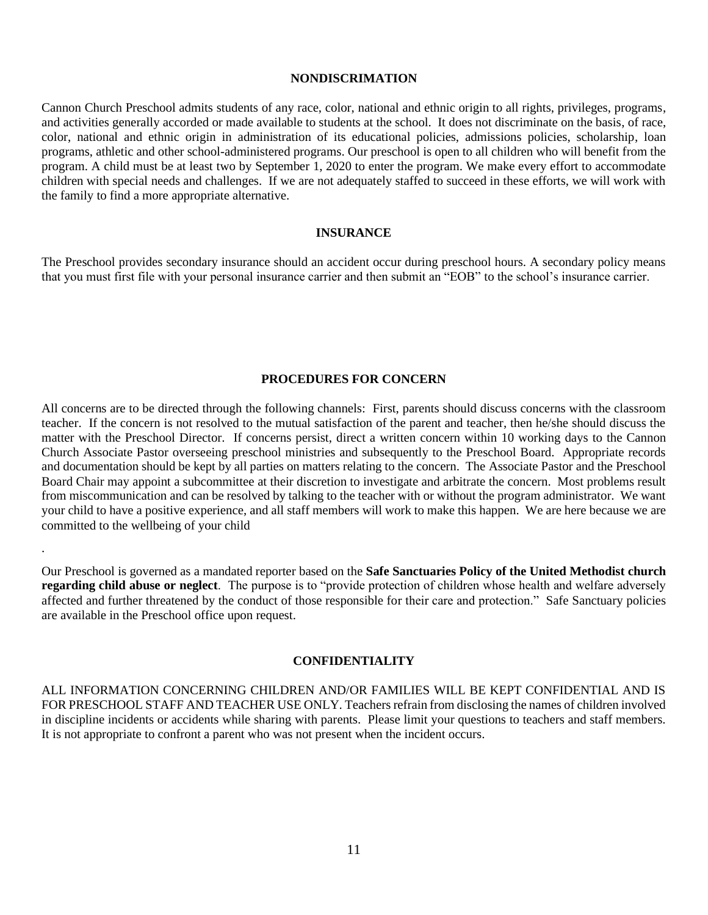## NONDISCRIMATION

Cannon Church Preschool admits students of any race, color, national and ethnic origin to all rights, privileges, programs, and activities generally accorded or made available to students at the school. It does not discriminate on the basis, of race, color, national and ethnic origin in administration of its educational policies, admissions policies, scholarship, loan programs, athletic and other school-administered programs. Our preschool is open to all children who will benefit from the program. A child must be at least two by September 1, 2020 to enter the program. We make every effort to accommodate children with special needs and challenges. If we are not adequately staffed to succeed in these efforts, we will work with the family to find a more appropriate alternative.

## INSURANCE

The Preschool provides secondary insurance should an accident occur during preschool hours. A secondary policy means that you must first file with your personal insurance carrier and then submit an "EOB" to the school's insurance carrier.

## PROCEDURES FOR CONCERN

All concerns are to be directed through the following channels: First, parents should discuss concerns with the classroom teacher. If the concern is not resolved to the mutual satisfaction of the parent and teacher, then he/she should discuss the matter with the Preschool Director. If concerns persist, direct a written concern within 10 working days to the Cannon Church Associate Pastor overseeing preschool ministries and subsequently to the Preschool Board. Appropriate records and documentation should be kept by all parties on matters relating to the concern. The Associate Pastor and the Preschool Board Chair may appoint a subcommittee at their discretion to investigate and arbitrate the concern. Most problems result from miscommunication and can be resolved by talking to the teacher with or without the program administrator. We want your child to have a positive experience, and all staff members will work to make this happen. We are here because we are committed to the wellbeing of your child

.

Our Preschool is governed as a mandated reporter based on the **Safe Sanctuaries Policy of the United Methodist church regarding child abuse or neglect**. The purpose is to "provide protection of children whose health and welfare adversely affected and further threatened by the conduct of those responsible for their care and protection." Safe Sanctuary policies are available in the Preschool office upon request.

## CONFIDENTIALITY

ALL INFORMATION CONCERNING CHILDREN AND/OR FAMILIES WILL BE KEPT CONFIDENTIAL AND IS FOR PRESCHOOL STAFF AND TEACHER USE ONLY. Teachers refrain from disclosing the names of children involved in discipline incidents or accidents while sharing with parents. Please limit your questions to teachers and staff members. It is not appropriate to confront a parent who was not present when the incident occurs.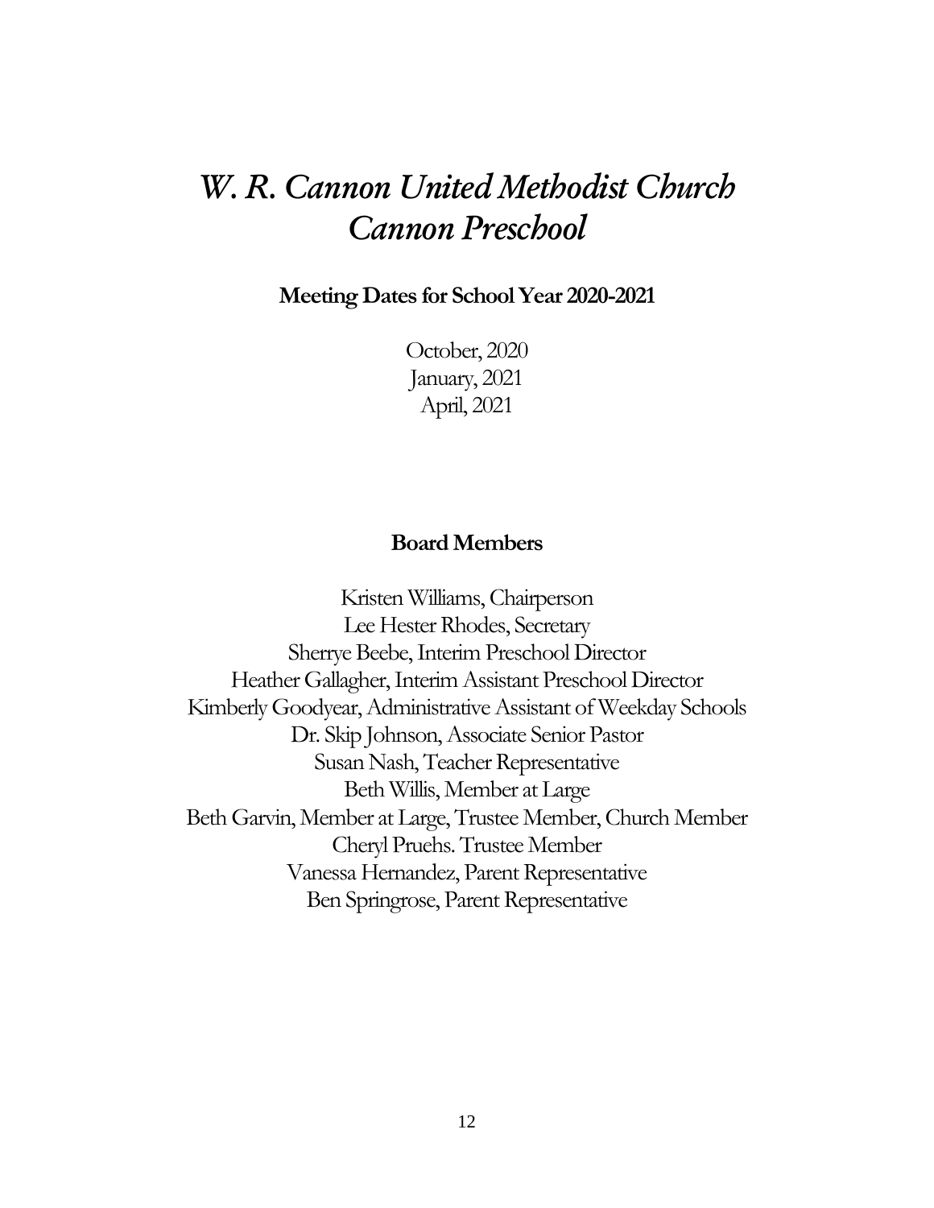# *W. R. Cannon United Methodist Church*
# *Cannon Preschool*

**Meeting Dates for School Year 2020-2021**

October, 2020
January, 2021
April, 2021

**Board Members**

Kristen Williams, Chairperson
Lee Hester Rhodes, Secretary
Sherrye Beebe, Interim Preschool Director
Heather Gallagher, Interim Assistant Preschool Director
Kimberly Goodyear, Administrative Assistant of Weekday Schools
Dr. Skip Johnson, Associate Senior Pastor
Susan Nash, Teacher Representative
Beth Willis, Member at Large
Beth Garvin, Member at Large, Trustee Member, Church Member
Cheryl Pruehs. Trustee Member
Vanessa Hernandez, Parent Representative
Ben Springrose, Parent Representative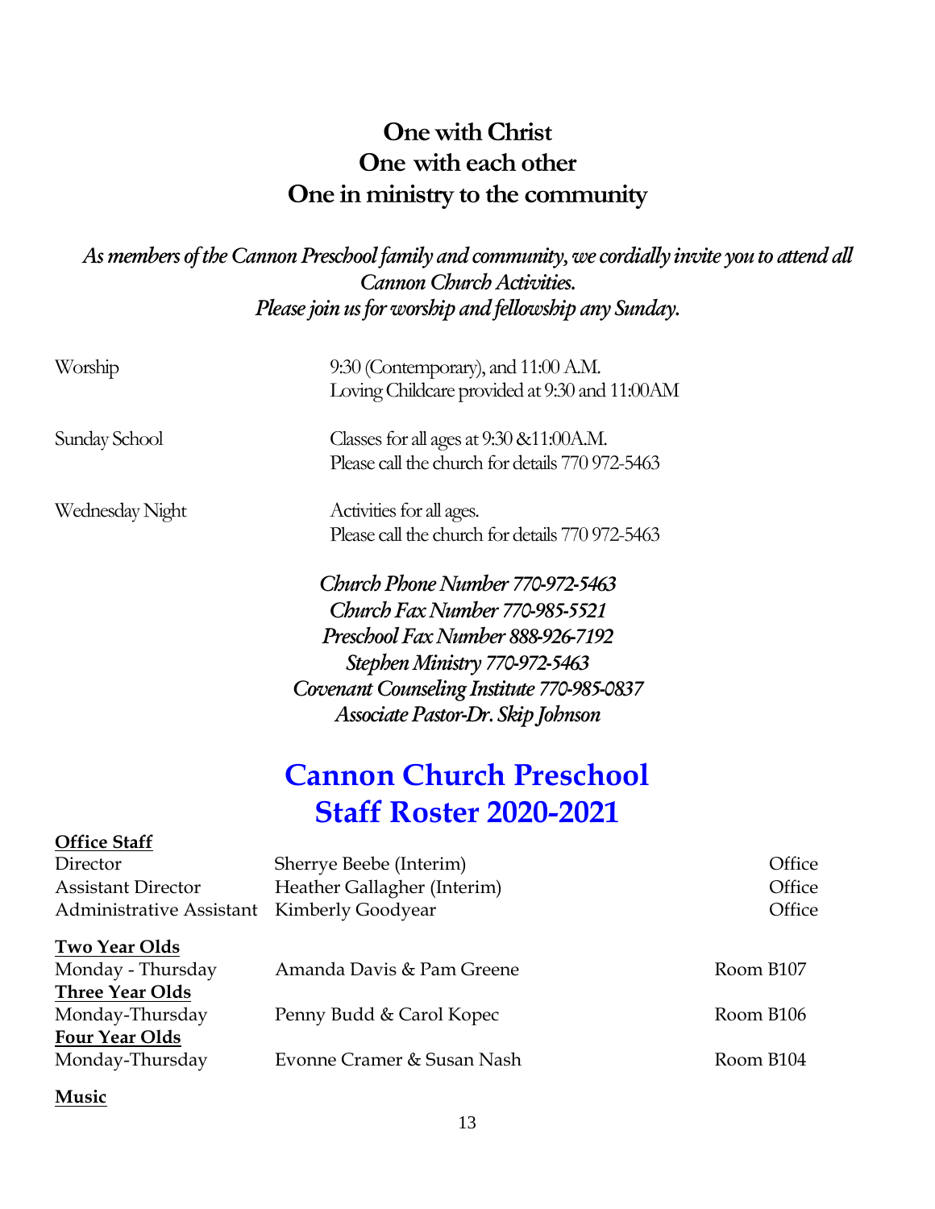**One with Christ**
**One with each other**
**One in ministry to the community**

***As members of the Cannon Preschool family and community, we cordially invite you to attend all Cannon Church Activities.***
***Please join us for worship and fellowship any Sunday.***

| | |
|---|---|
| Worship | 9:30 (Contemporary), and 11:00 A.M.<br>Loving Childcare provided at 9:30 and 11:00AM |
| Sunday School | Classes for all ages at 9:30 &11:00A.M.<br>Please call the church for details 770 972-5463 |
| Wednesday Night | Activities for all ages.<br>Please call the church for details 770 972-5463 |

***Church Phone Number 770-972-5463***
***Church Fax Number 770-985-5521***
***Preschool Fax Number 888-926-7192***
***Stephen Ministry 770-972-5463***
***Covenant Counseling Institute 770-985-0837***
***Associate Pastor-Dr. Skip Johnson***

# Cannon Church Preschool
# Staff Roster 2020-2021

**Office Staff**

| | | |
|---|---|---|
| Director | Sherrye Beebe (Interim) | Office |
| Assistant Director | Heather Gallagher (Interim) | Office |
| Administrative Assistant | Kimberly Goodyear | Office |

**Two Year Olds**

| | | |
|---|---|---|
| Monday - Thursday | Amanda Davis & Pam Greene | Room B107 |

**Three Year Olds**

| | | |
|---|---|---|
| Monday-Thursday | Penny Budd & Carol Kopec | Room B106 |

**Four Year Olds**

| | | |
|---|---|---|
| Monday-Thursday | Evonne Cramer & Susan Nash | Room B104 |

**Music**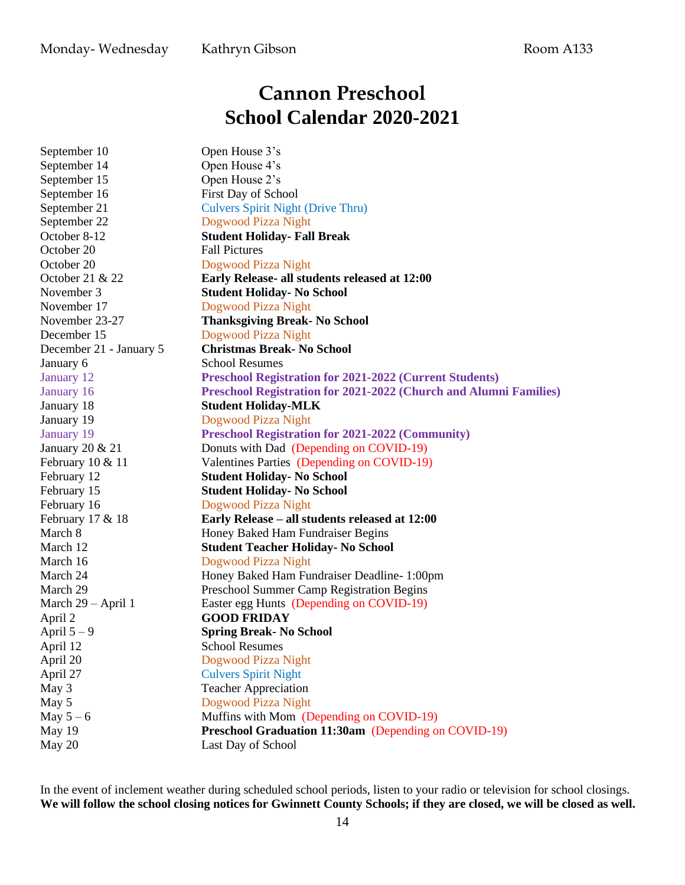Monday- Wednesday Kathryn Gibson Room A133

# Cannon Preschool
# School Calendar 2020-2021

| | |
|---|---|
| September 10 | Open House 3's |
| September 14 | Open House 4's |
| September 15 | Open House 2's |
| September 16 | First Day of School |
| September 21 | Culvers Spirit Night (Drive Thru) |
| September 22 | Dogwood Pizza Night |
| October 8-12 | **Student Holiday- Fall Break** |
| October 20 | Fall Pictures |
| October 20 | Dogwood Pizza Night |
| October 21 & 22 | **Early Release- all students released at 12:00** |
| November 3 | **Student Holiday- No School** |
| November 17 | Dogwood Pizza Night |
| November 23-27 | **Thanksgiving Break- No School** |
| December 15 | Dogwood Pizza Night |
| December 21 - January 5 | **Christmas Break- No School** |
| January 6 | School Resumes |
| January 12 | **Preschool Registration for 2021-2022 (Current Students)** |
| January 16 | **Preschool Registration for 2021-2022 (Church and Alumni Families)** |
| January 18 | **Student Holiday-MLK** |
| January 19 | Dogwood Pizza Night |
| January 19 | **Preschool Registration for 2021-2022 (Community)** |
| January 20 & 21 | Donuts with Dad (Depending on COVID-19) |
| February 10 & 11 | Valentines Parties (Depending on COVID-19) |
| February 12 | **Student Holiday- No School** |
| February 15 | **Student Holiday- No School** |
| February 16 | Dogwood Pizza Night |
| February 17 & 18 | **Early Release – all students released at 12:00** |
| March 8 | Honey Baked Ham Fundraiser Begins |
| March 12 | **Student Teacher Holiday- No School** |
| March 16 | Dogwood Pizza Night |
| March 24 | Honey Baked Ham Fundraiser Deadline- 1:00pm |
| March 29 | Preschool Summer Camp Registration Begins |
| March 29 – April 1 | Easter egg Hunts (Depending on COVID-19) |
| April 2 | **GOOD FRIDAY** |
| April 5 – 9 | **Spring Break- No School** |
| April 12 | School Resumes |
| April 20 | Dogwood Pizza Night |
| April 27 | Culvers Spirit Night |
| May 3 | Teacher Appreciation |
| May 5 | Dogwood Pizza Night |
| May 5 – 6 | Muffins with Mom (Depending on COVID-19) |
| May 19 | **Preschool Graduation 11:30am** (Depending on COVID-19) |
| May 20 | Last Day of School |

In the event of inclement weather during scheduled school periods, listen to your radio or television for school closings. **We will follow the school closing notices for Gwinnett County Schools; if they are closed, we will be closed as well.**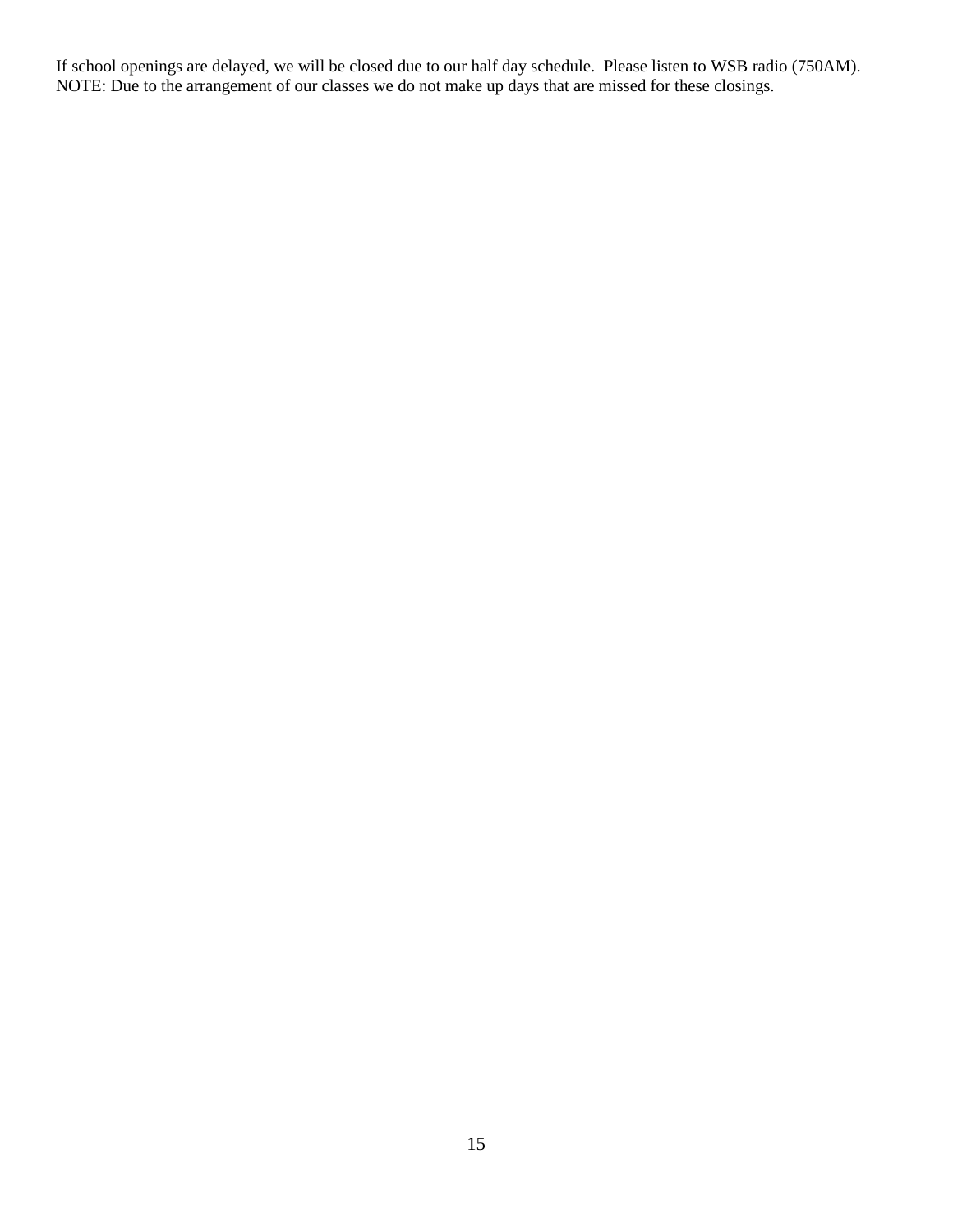If school openings are delayed, we will be closed due to our half day schedule.  Please listen to WSB radio (750AM).
NOTE: Due to the arrangement of our classes we do not make up days that are missed for these closings.